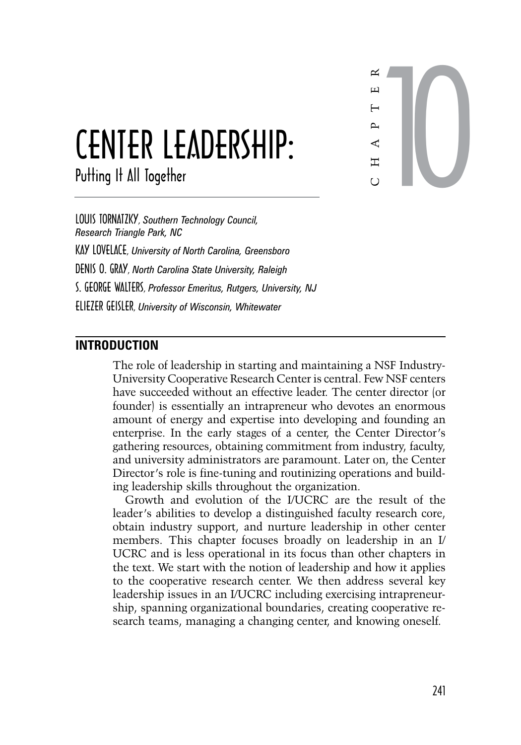# CHAPTER 10

# CENTER LEADERSHIP:
## Putting It All Together

LOUIS TORNATZKY, *Southern Technology Council, Research Triangle Park, NC*

KAY LOVELACE, *University of North Carolina, Greensboro*

DENIS O. GRAY, *North Carolina State University, Raleigh*

S. GEORGE WALTERS, *Professor Emeritus, Rutgers, University, NJ*

ELIEZER GEISLER, *University of Wisconsin, Whitewater*

## INTRODUCTION

The role of leadership in starting and maintaining a NSF Industry-University Cooperative Research Center is central. Few NSF centers have succeeded without an effective leader. The center director (or founder) is essentially an intrapreneur who devotes an enormous amount of energy and expertise into developing and founding an enterprise. In the early stages of a center, the Center Director's gathering resources, obtaining commitment from industry, faculty, and university administrators are paramount. Later on, the Center Director's role is fine-tuning and routinizing operations and building leadership skills throughout the organization.

Growth and evolution of the I/UCRC are the result of the leader's abilities to develop a distinguished faculty research core, obtain industry support, and nurture leadership in other center members. This chapter focuses broadly on leadership in an I/UCRC and is less operational in its focus than other chapters in the text. We start with the notion of leadership and how it applies to the cooperative research center. We then address several key leadership issues in an I/UCRC including exercising intrapreneurship, spanning organizational boundaries, creating cooperative research teams, managing a changing center, and knowing oneself.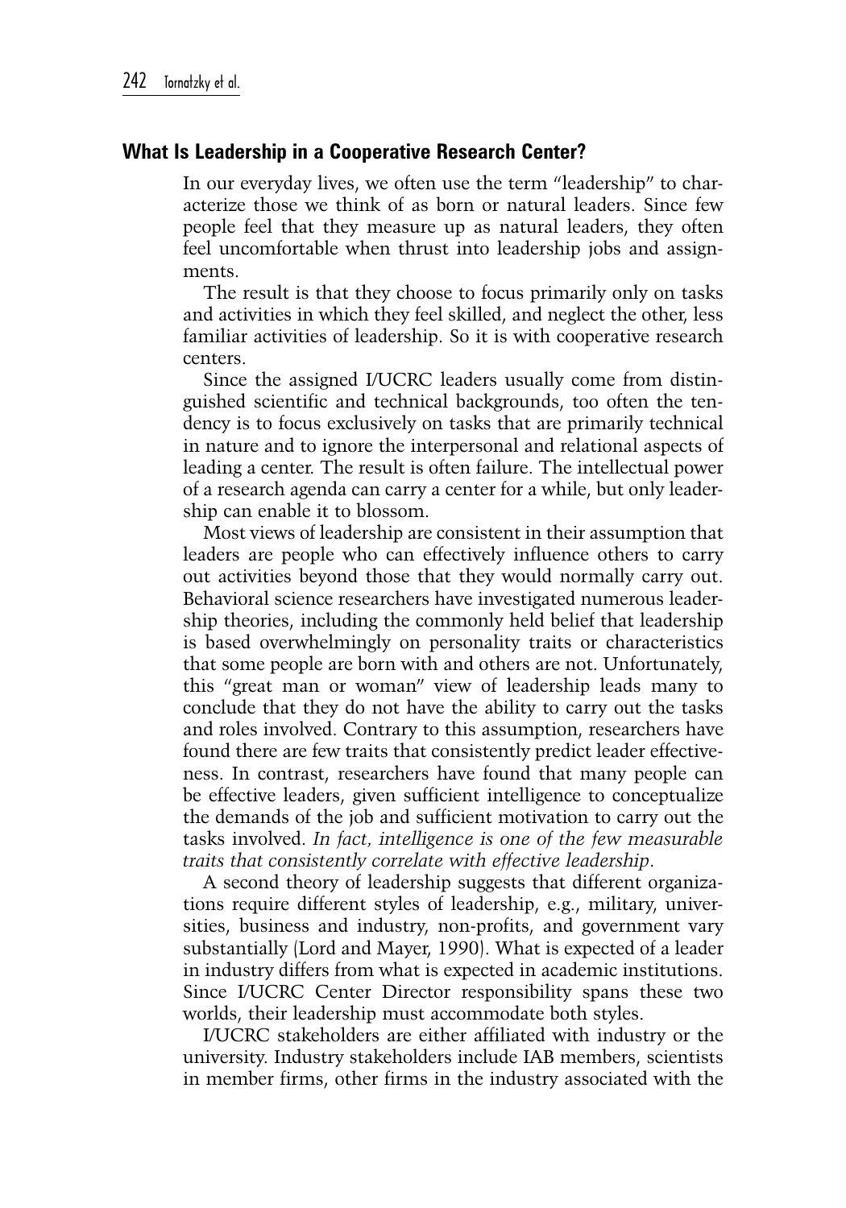## What Is Leadership in a Cooperative Research Center?

In our everyday lives, we often use the term "leadership" to characterize those we think of as born or natural leaders. Since few people feel that they measure up as natural leaders, they often feel uncomfortable when thrust into leadership jobs and assignments.

The result is that they choose to focus primarily only on tasks and activities in which they feel skilled, and neglect the other, less familiar activities of leadership. So it is with cooperative research centers.

Since the assigned I/UCRC leaders usually come from distinguished scientific and technical backgrounds, too often the tendency is to focus exclusively on tasks that are primarily technical in nature and to ignore the interpersonal and relational aspects of leading a center. The result is often failure. The intellectual power of a research agenda can carry a center for a while, but only leadership can enable it to blossom.

Most views of leadership are consistent in their assumption that leaders are people who can effectively influence others to carry out activities beyond those that they would normally carry out. Behavioral science researchers have investigated numerous leadership theories, including the commonly held belief that leadership is based overwhelmingly on personality traits or characteristics that some people are born with and others are not. Unfortunately, this "great man or woman" view of leadership leads many to conclude that they do not have the ability to carry out the tasks and roles involved. Contrary to this assumption, researchers have found there are few traits that consistently predict leader effectiveness. In contrast, researchers have found that many people can be effective leaders, given sufficient intelligence to conceptualize the demands of the job and sufficient motivation to carry out the tasks involved. *In fact, intelligence is one of the few measurable traits that consistently correlate with effective leadership*.

A second theory of leadership suggests that different organizations require different styles of leadership, e.g., military, universities, business and industry, non-profits, and government vary substantially (Lord and Mayer, 1990). What is expected of a leader in industry differs from what is expected in academic institutions. Since I/UCRC Center Director responsibility spans these two worlds, their leadership must accommodate both styles.

I/UCRC stakeholders are either affiliated with industry or the university. Industry stakeholders include IAB members, scientists in member firms, other firms in the industry associated with the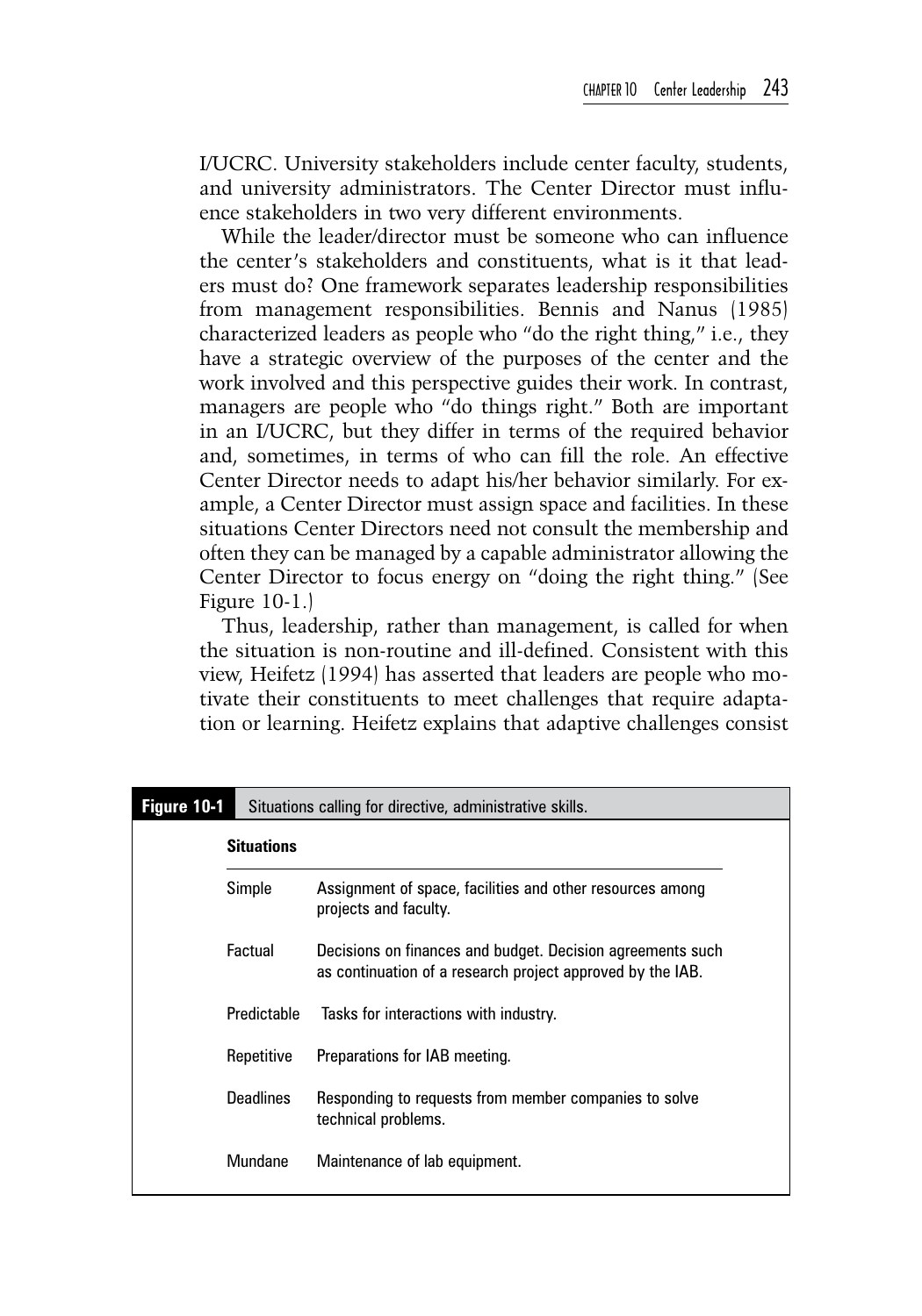I/UCRC. University stakeholders include center faculty, students, and university administrators. The Center Director must influence stakeholders in two very different environments.

While the leader/director must be someone who can influence the center's stakeholders and constituents, what is it that leaders must do? One framework separates leadership responsibilities from management responsibilities. Bennis and Nanus (1985) characterized leaders as people who "do the right thing," i.e., they have a strategic overview of the purposes of the center and the work involved and this perspective guides their work. In contrast, managers are people who "do things right." Both are important in an I/UCRC, but they differ in terms of the required behavior and, sometimes, in terms of who can fill the role. An effective Center Director needs to adapt his/her behavior similarly. For example, a Center Director must assign space and facilities. In these situations Center Directors need not consult the membership and often they can be managed by a capable administrator allowing the Center Director to focus energy on "doing the right thing." (See Figure 10-1.)

Thus, leadership, rather than management, is called for when the situation is non-routine and ill-defined. Consistent with this view, Heifetz (1994) has asserted that leaders are people who motivate their constituents to meet challenges that require adaptation or learning. Heifetz explains that adaptive challenges consist

**Figure 10-1** Situations calling for directive, administrative skills.

| Situations | |
|---|---|
| Simple | Assignment of space, facilities and other resources among projects and faculty. |
| Factual | Decisions on finances and budget. Decision agreements such as continuation of a research project approved by the IAB. |
| Predictable | Tasks for interactions with industry. |
| Repetitive | Preparations for IAB meeting. |
| Deadlines | Responding to requests from member companies to solve technical problems. |
| Mundane | Maintenance of lab equipment. |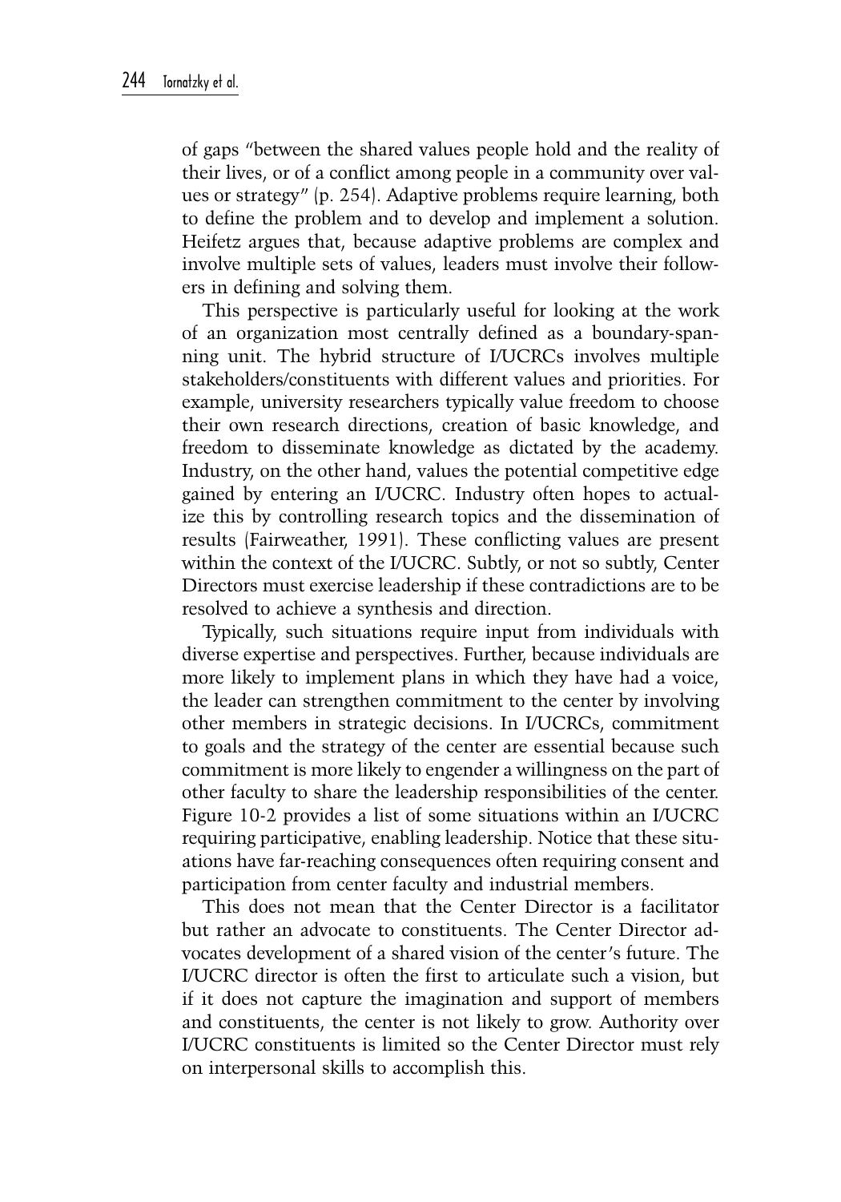of gaps "between the shared values people hold and the reality of their lives, or of a conflict among people in a community over values or strategy" (p. 254). Adaptive problems require learning, both to define the problem and to develop and implement a solution. Heifetz argues that, because adaptive problems are complex and involve multiple sets of values, leaders must involve their followers in defining and solving them.

This perspective is particularly useful for looking at the work of an organization most centrally defined as a boundary-spanning unit. The hybrid structure of I/UCRCs involves multiple stakeholders/constituents with different values and priorities. For example, university researchers typically value freedom to choose their own research directions, creation of basic knowledge, and freedom to disseminate knowledge as dictated by the academy. Industry, on the other hand, values the potential competitive edge gained by entering an I/UCRC. Industry often hopes to actualize this by controlling research topics and the dissemination of results (Fairweather, 1991). These conflicting values are present within the context of the I/UCRC. Subtly, or not so subtly, Center Directors must exercise leadership if these contradictions are to be resolved to achieve a synthesis and direction.

Typically, such situations require input from individuals with diverse expertise and perspectives. Further, because individuals are more likely to implement plans in which they have had a voice, the leader can strengthen commitment to the center by involving other members in strategic decisions. In I/UCRCs, commitment to goals and the strategy of the center are essential because such commitment is more likely to engender a willingness on the part of other faculty to share the leadership responsibilities of the center. Figure 10-2 provides a list of some situations within an I/UCRC requiring participative, enabling leadership. Notice that these situations have far-reaching consequences often requiring consent and participation from center faculty and industrial members.

This does not mean that the Center Director is a facilitator but rather an advocate to constituents. The Center Director advocates development of a shared vision of the center's future. The I/UCRC director is often the first to articulate such a vision, but if it does not capture the imagination and support of members and constituents, the center is not likely to grow. Authority over I/UCRC constituents is limited so the Center Director must rely on interpersonal skills to accomplish this.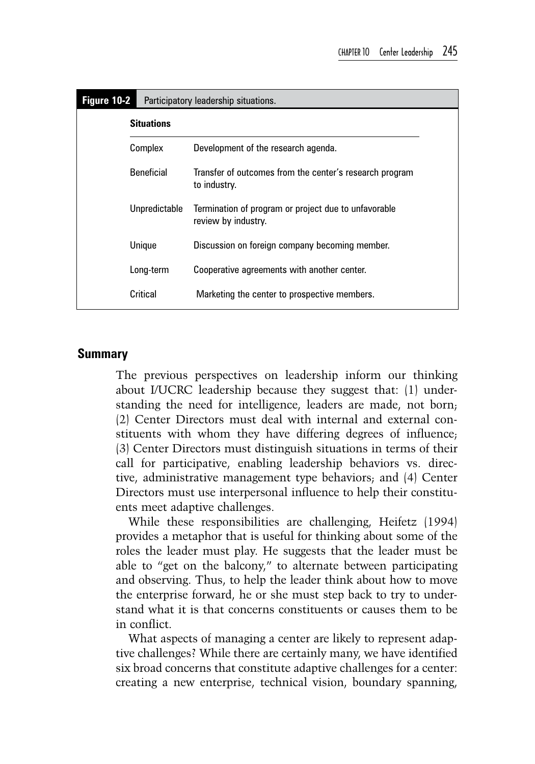**Figure 10-2** Participatory leadership situations.

| Situations | |
|---|---|
| Complex | Development of the research agenda. |
| Beneficial | Transfer of outcomes from the center's research program to industry. |
| Unpredictable | Termination of program or project due to unfavorable review by industry. |
| Unique | Discussion on foreign company becoming member. |
| Long-term | Cooperative agreements with another center. |
| Critical | Marketing the center to prospective members. |

## Summary

The previous perspectives on leadership inform our thinking about I/UCRC leadership because they suggest that: (1) understanding the need for intelligence, leaders are made, not born; (2) Center Directors must deal with internal and external constituents with whom they have differing degrees of influence; (3) Center Directors must distinguish situations in terms of their call for participative, enabling leadership behaviors vs. directive, administrative management type behaviors; and (4) Center Directors must use interpersonal influence to help their constituents meet adaptive challenges.

While these responsibilities are challenging, Heifetz (1994) provides a metaphor that is useful for thinking about some of the roles the leader must play. He suggests that the leader must be able to "get on the balcony," to alternate between participating and observing. Thus, to help the leader think about how to move the enterprise forward, he or she must step back to try to understand what it is that concerns constituents or causes them to be in conflict.

What aspects of managing a center are likely to represent adaptive challenges? While there are certainly many, we have identified six broad concerns that constitute adaptive challenges for a center: creating a new enterprise, technical vision, boundary spanning,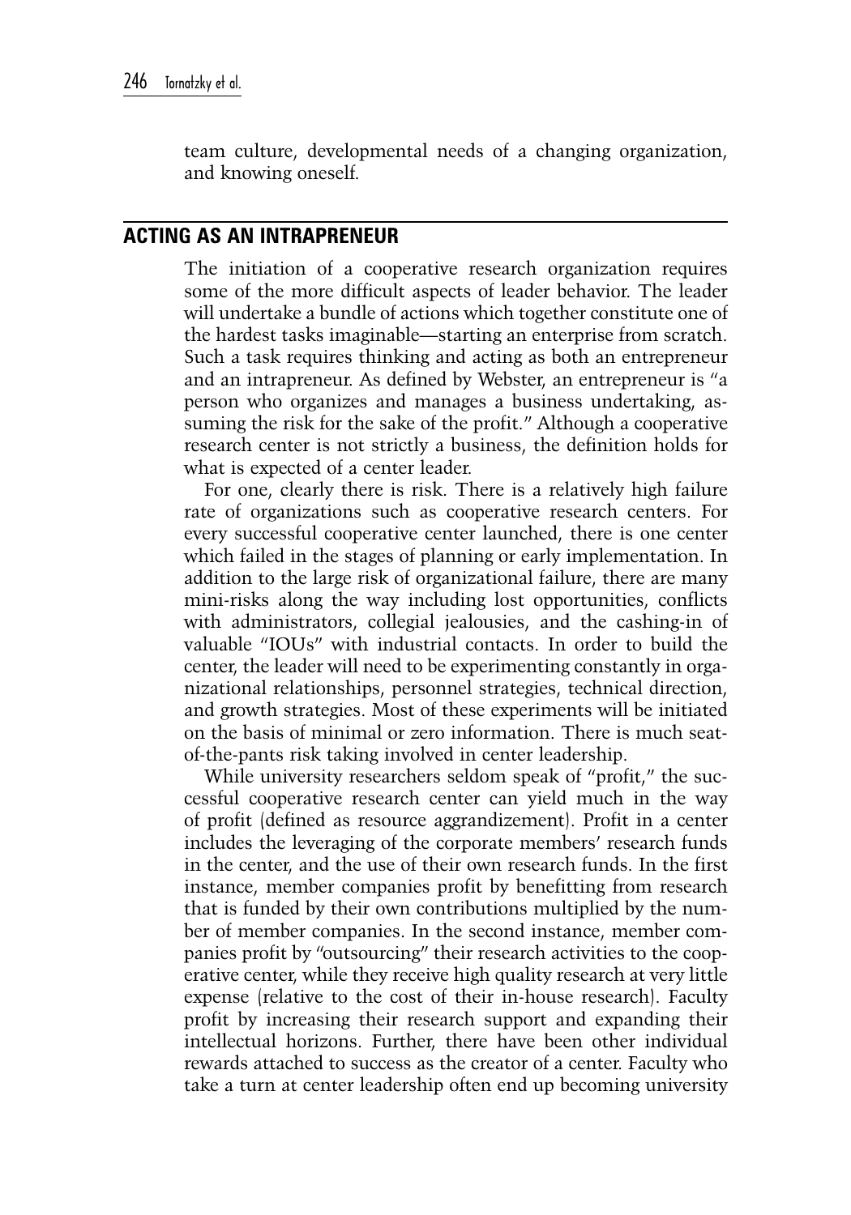team culture, developmental needs of a changing organization, and knowing oneself.

## ACTING AS AN INTRAPRENEUR

The initiation of a cooperative research organization requires some of the more difficult aspects of leader behavior. The leader will undertake a bundle of actions which together constitute one of the hardest tasks imaginable—starting an enterprise from scratch. Such a task requires thinking and acting as both an entrepreneur and an intrapreneur. As defined by Webster, an entrepreneur is "a person who organizes and manages a business undertaking, assuming the risk for the sake of the profit." Although a cooperative research center is not strictly a business, the definition holds for what is expected of a center leader.

For one, clearly there is risk. There is a relatively high failure rate of organizations such as cooperative research centers. For every successful cooperative center launched, there is one center which failed in the stages of planning or early implementation. In addition to the large risk of organizational failure, there are many mini-risks along the way including lost opportunities, conflicts with administrators, collegial jealousies, and the cashing-in of valuable "IOUs" with industrial contacts. In order to build the center, the leader will need to be experimenting constantly in organizational relationships, personnel strategies, technical direction, and growth strategies. Most of these experiments will be initiated on the basis of minimal or zero information. There is much seat-of-the-pants risk taking involved in center leadership.

While university researchers seldom speak of "profit," the successful cooperative research center can yield much in the way of profit (defined as resource aggrandizement). Profit in a center includes the leveraging of the corporate members' research funds in the center, and the use of their own research funds. In the first instance, member companies profit by benefitting from research that is funded by their own contributions multiplied by the number of member companies. In the second instance, member companies profit by "outsourcing" their research activities to the cooperative center, while they receive high quality research at very little expense (relative to the cost of their in-house research). Faculty profit by increasing their research support and expanding their intellectual horizons. Further, there have been other individual rewards attached to success as the creator of a center. Faculty who take a turn at center leadership often end up becoming university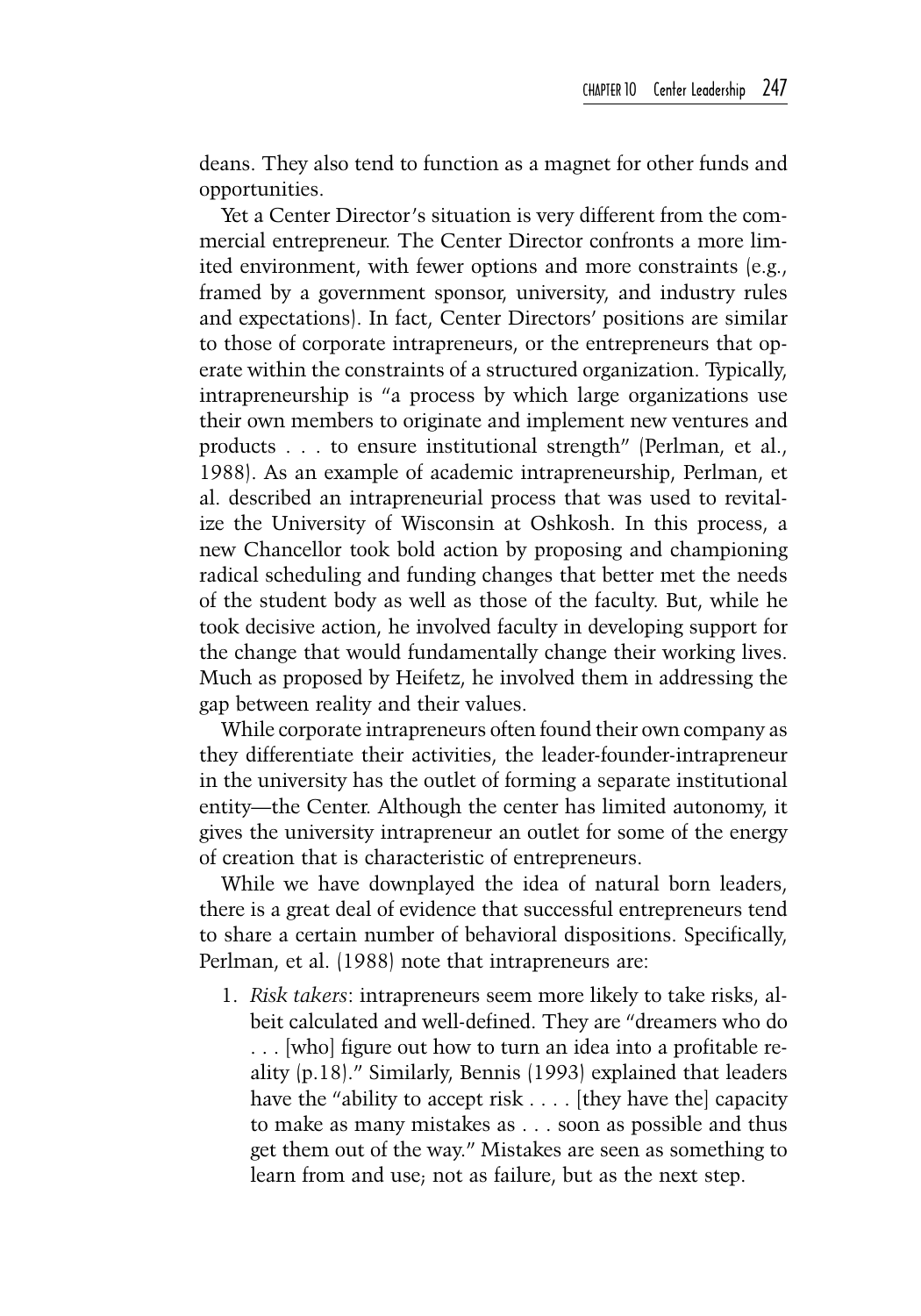deans. They also tend to function as a magnet for other funds and opportunities.

Yet a Center Director's situation is very different from the commercial entrepreneur. The Center Director confronts a more limited environment, with fewer options and more constraints (e.g., framed by a government sponsor, university, and industry rules and expectations). In fact, Center Directors' positions are similar to those of corporate intrapreneurs, or the entrepreneurs that operate within the constraints of a structured organization. Typically, intrapreneurship is "a process by which large organizations use their own members to originate and implement new ventures and products . . . to ensure institutional strength" (Perlman, et al., 1988). As an example of academic intrapreneurship, Perlman, et al. described an intrapreneurial process that was used to revitalize the University of Wisconsin at Oshkosh. In this process, a new Chancellor took bold action by proposing and championing radical scheduling and funding changes that better met the needs of the student body as well as those of the faculty. But, while he took decisive action, he involved faculty in developing support for the change that would fundamentally change their working lives. Much as proposed by Heifetz, he involved them in addressing the gap between reality and their values.

While corporate intrapreneurs often found their own company as they differentiate their activities, the leader-founder-intrapreneur in the university has the outlet of forming a separate institutional entity—the Center. Although the center has limited autonomy, it gives the university intrapreneur an outlet for some of the energy of creation that is characteristic of entrepreneurs.

While we have downplayed the idea of natural born leaders, there is a great deal of evidence that successful entrepreneurs tend to share a certain number of behavioral dispositions. Specifically, Perlman, et al. (1988) note that intrapreneurs are:

1. *Risk takers*: intrapreneurs seem more likely to take risks, albeit calculated and well-defined. They are "dreamers who do . . . [who] figure out how to turn an idea into a profitable reality (p.18)." Similarly, Bennis (1993) explained that leaders have the "ability to accept risk . . . . [they have the] capacity to make as many mistakes as . . . soon as possible and thus get them out of the way." Mistakes are seen as something to learn from and use; not as failure, but as the next step.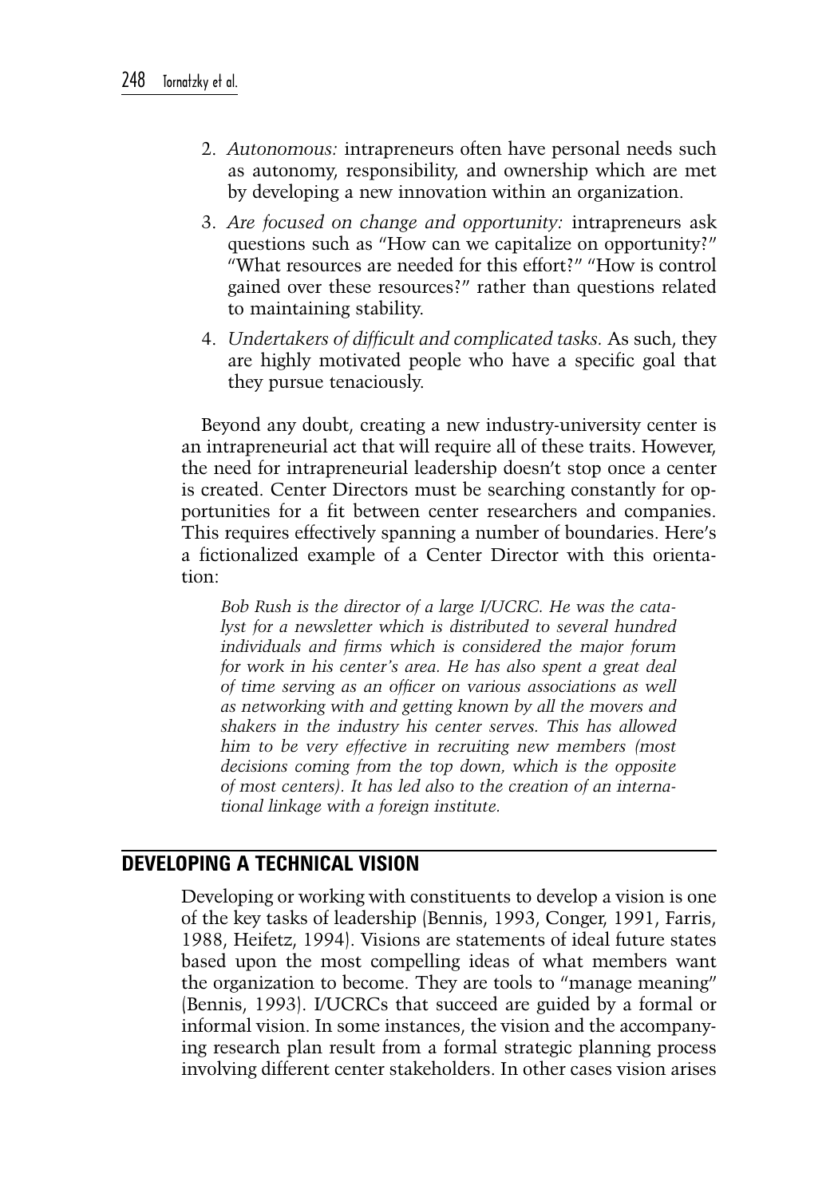2. *Autonomous:* intrapreneurs often have personal needs such as autonomy, responsibility, and ownership which are met by developing a new innovation within an organization.
3. *Are focused on change and opportunity:* intrapreneurs ask questions such as "How can we capitalize on opportunity?" "What resources are needed for this effort?" "How is control gained over these resources?" rather than questions related to maintaining stability.
4. *Undertakers of difficult and complicated tasks.* As such, they are highly motivated people who have a specific goal that they pursue tenaciously.

Beyond any doubt, creating a new industry-university center is an intrapreneurial act that will require all of these traits. However, the need for intrapreneurial leadership doesn't stop once a center is created. Center Directors must be searching constantly for opportunities for a fit between center researchers and companies. This requires effectively spanning a number of boundaries. Here's a fictionalized example of a Center Director with this orientation:

> *Bob Rush is the director of a large I/UCRC. He was the catalyst for a newsletter which is distributed to several hundred individuals and firms which is considered the major forum for work in his center's area. He has also spent a great deal of time serving as an officer on various associations as well as networking with and getting known by all the movers and shakers in the industry his center serves. This has allowed him to be very effective in recruiting new members (most decisions coming from the top down, which is the opposite of most centers). It has led also to the creation of an international linkage with a foreign institute.*

## DEVELOPING A TECHNICAL VISION

Developing or working with constituents to develop a vision is one of the key tasks of leadership (Bennis, 1993, Conger, 1991, Farris, 1988, Heifetz, 1994). Visions are statements of ideal future states based upon the most compelling ideas of what members want the organization to become. They are tools to "manage meaning" (Bennis, 1993). I/UCRCs that succeed are guided by a formal or informal vision. In some instances, the vision and the accompanying research plan result from a formal strategic planning process involving different center stakeholders. In other cases vision arises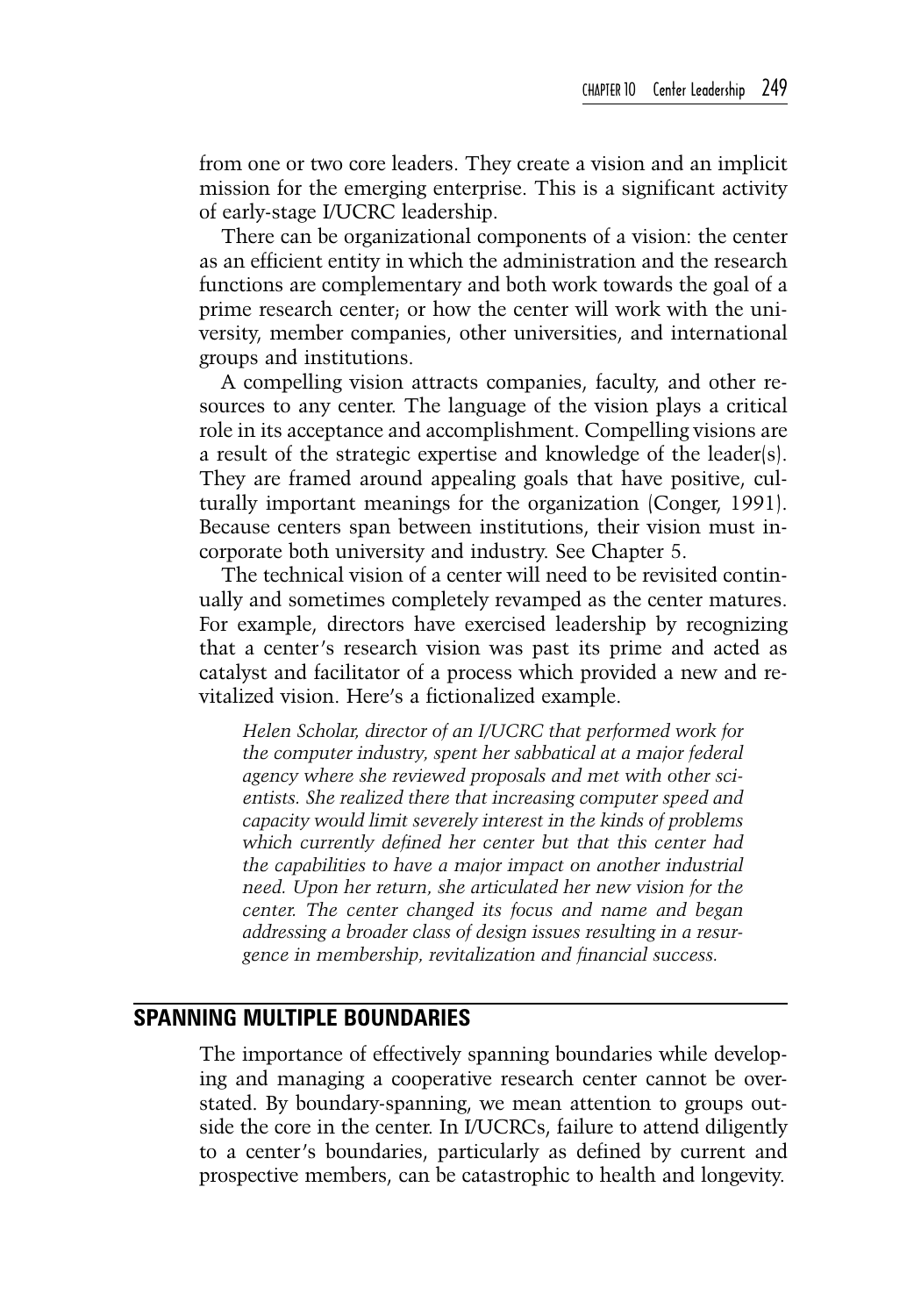from one or two core leaders. They create a vision and an implicit mission for the emerging enterprise. This is a significant activity of early-stage I/UCRC leadership.

There can be organizational components of a vision: the center as an efficient entity in which the administration and the research functions are complementary and both work towards the goal of a prime research center; or how the center will work with the university, member companies, other universities, and international groups and institutions.

A compelling vision attracts companies, faculty, and other resources to any center. The language of the vision plays a critical role in its acceptance and accomplishment. Compelling visions are a result of the strategic expertise and knowledge of the leader(s). They are framed around appealing goals that have positive, culturally important meanings for the organization (Conger, 1991). Because centers span between institutions, their vision must incorporate both university and industry. See Chapter 5.

The technical vision of a center will need to be revisited continually and sometimes completely revamped as the center matures. For example, directors have exercised leadership by recognizing that a center's research vision was past its prime and acted as catalyst and facilitator of a process which provided a new and revitalized vision. Here's a fictionalized example.

> *Helen Scholar, director of an I/UCRC that performed work for the computer industry, spent her sabbatical at a major federal agency where she reviewed proposals and met with other scientists. She realized there that increasing computer speed and capacity would limit severely interest in the kinds of problems which currently defined her center but that this center had the capabilities to have a major impact on another industrial need. Upon her return, she articulated her new vision for the center. The center changed its focus and name and began addressing a broader class of design issues resulting in a resurgence in membership, revitalization and financial success.*

## SPANNING MULTIPLE BOUNDARIES

The importance of effectively spanning boundaries while developing and managing a cooperative research center cannot be overstated. By boundary-spanning, we mean attention to groups outside the core in the center. In I/UCRCs, failure to attend diligently to a center's boundaries, particularly as defined by current and prospective members, can be catastrophic to health and longevity.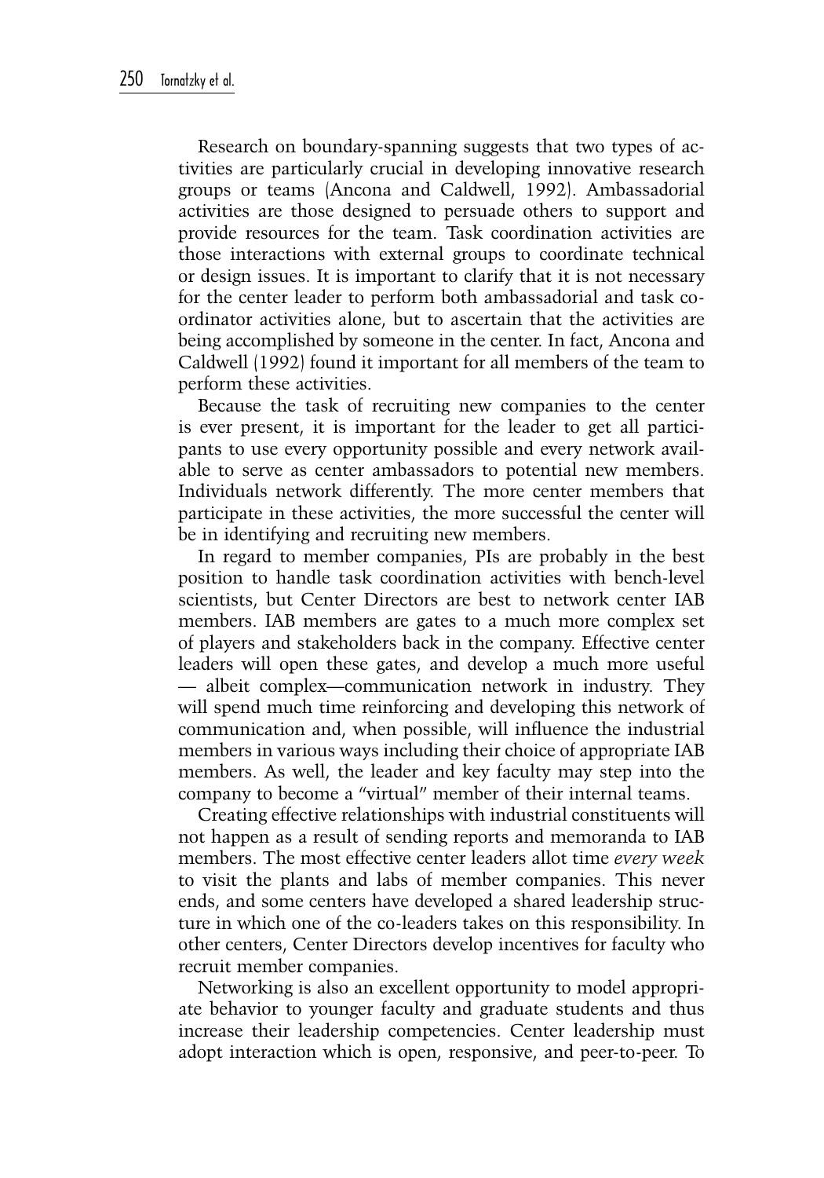Research on boundary-spanning suggests that two types of activities are particularly crucial in developing innovative research groups or teams (Ancona and Caldwell, 1992). Ambassadorial activities are those designed to persuade others to support and provide resources for the team. Task coordination activities are those interactions with external groups to coordinate technical or design issues. It is important to clarify that it is not necessary for the center leader to perform both ambassadorial and task coordinator activities alone, but to ascertain that the activities are being accomplished by someone in the center. In fact, Ancona and Caldwell (1992) found it important for all members of the team to perform these activities.

Because the task of recruiting new companies to the center is ever present, it is important for the leader to get all participants to use every opportunity possible and every network available to serve as center ambassadors to potential new members. Individuals network differently. The more center members that participate in these activities, the more successful the center will be in identifying and recruiting new members.

In regard to member companies, PIs are probably in the best position to handle task coordination activities with bench-level scientists, but Center Directors are best to network center IAB members. IAB members are gates to a much more complex set of players and stakeholders back in the company. Effective center leaders will open these gates, and develop a much more useful — albeit complex—communication network in industry. They will spend much time reinforcing and developing this network of communication and, when possible, will influence the industrial members in various ways including their choice of appropriate IAB members. As well, the leader and key faculty may step into the company to become a "virtual" member of their internal teams.

Creating effective relationships with industrial constituents will not happen as a result of sending reports and memoranda to IAB members. The most effective center leaders allot time *every week* to visit the plants and labs of member companies. This never ends, and some centers have developed a shared leadership structure in which one of the co-leaders takes on this responsibility. In other centers, Center Directors develop incentives for faculty who recruit member companies.

Networking is also an excellent opportunity to model appropriate behavior to younger faculty and graduate students and thus increase their leadership competencies. Center leadership must adopt interaction which is open, responsive, and peer-to-peer. To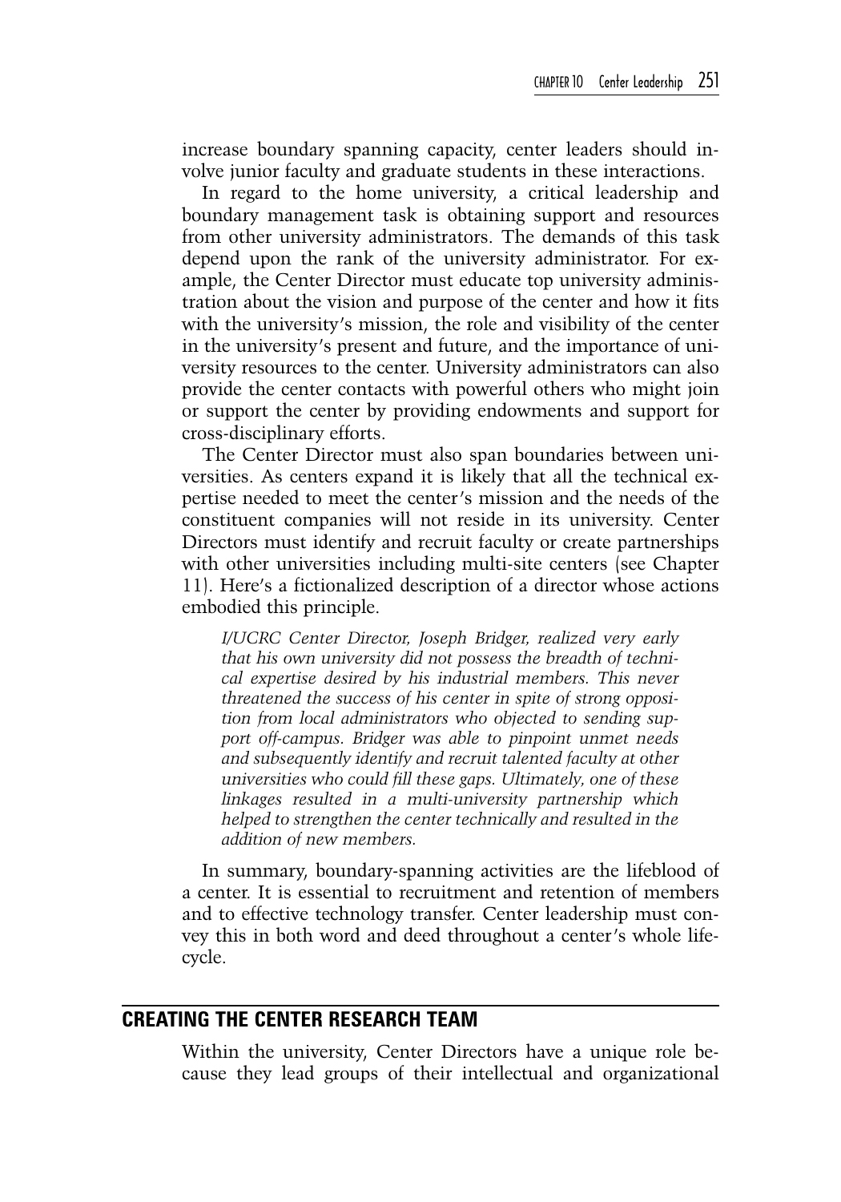increase boundary spanning capacity, center leaders should involve junior faculty and graduate students in these interactions.

In regard to the home university, a critical leadership and boundary management task is obtaining support and resources from other university administrators. The demands of this task depend upon the rank of the university administrator. For example, the Center Director must educate top university administration about the vision and purpose of the center and how it fits with the university's mission, the role and visibility of the center in the university's present and future, and the importance of university resources to the center. University administrators can also provide the center contacts with powerful others who might join or support the center by providing endowments and support for cross-disciplinary efforts.

The Center Director must also span boundaries between universities. As centers expand it is likely that all the technical expertise needed to meet the center's mission and the needs of the constituent companies will not reside in its university. Center Directors must identify and recruit faculty or create partnerships with other universities including multi-site centers (see Chapter 11). Here's a fictionalized description of a director whose actions embodied this principle.

> *I/UCRC Center Director, Joseph Bridger, realized very early that his own university did not possess the breadth of technical expertise desired by his industrial members. This never threatened the success of his center in spite of strong opposition from local administrators who objected to sending support off-campus. Bridger was able to pinpoint unmet needs and subsequently identify and recruit talented faculty at other universities who could fill these gaps. Ultimately, one of these linkages resulted in a multi-university partnership which helped to strengthen the center technically and resulted in the addition of new members.*

In summary, boundary-spanning activities are the lifeblood of a center. It is essential to recruitment and retention of members and to effective technology transfer. Center leadership must convey this in both word and deed throughout a center's whole lifecycle.

## CREATING THE CENTER RESEARCH TEAM

Within the university, Center Directors have a unique role because they lead groups of their intellectual and organizational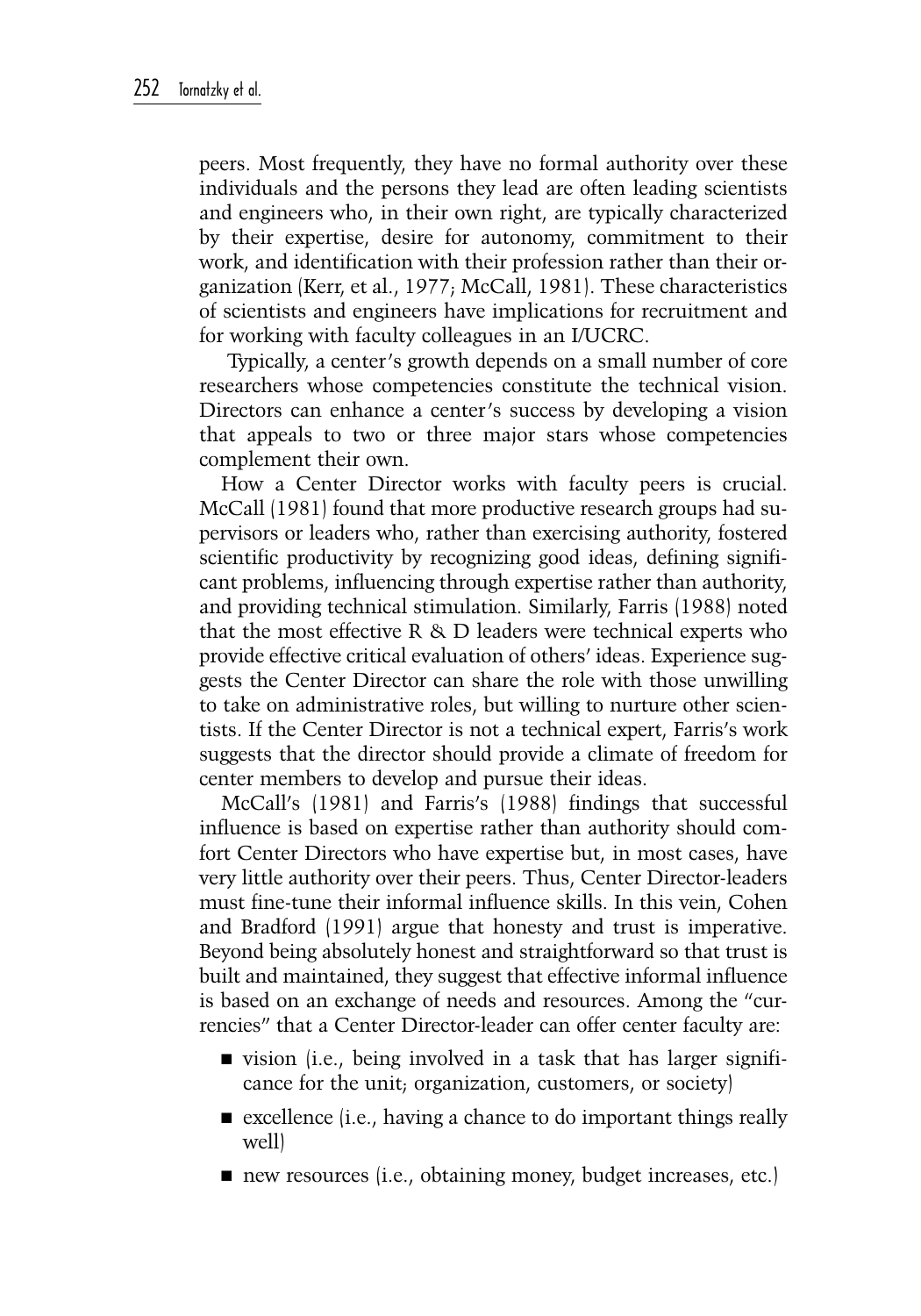peers. Most frequently, they have no formal authority over these individuals and the persons they lead are often leading scientists and engineers who, in their own right, are typically characterized by their expertise, desire for autonomy, commitment to their work, and identification with their profession rather than their organization (Kerr, et al., 1977; McCall, 1981). These characteristics of scientists and engineers have implications for recruitment and for working with faculty colleagues in an I/UCRC.

Typically, a center's growth depends on a small number of core researchers whose competencies constitute the technical vision. Directors can enhance a center's success by developing a vision that appeals to two or three major stars whose competencies complement their own.

How a Center Director works with faculty peers is crucial. McCall (1981) found that more productive research groups had supervisors or leaders who, rather than exercising authority, fostered scientific productivity by recognizing good ideas, defining significant problems, influencing through expertise rather than authority, and providing technical stimulation. Similarly, Farris (1988) noted that the most effective R & D leaders were technical experts who provide effective critical evaluation of others' ideas. Experience suggests the Center Director can share the role with those unwilling to take on administrative roles, but willing to nurture other scientists. If the Center Director is not a technical expert, Farris's work suggests that the director should provide a climate of freedom for center members to develop and pursue their ideas.

McCall's (1981) and Farris's (1988) findings that successful influence is based on expertise rather than authority should comfort Center Directors who have expertise but, in most cases, have very little authority over their peers. Thus, Center Director-leaders must fine-tune their informal influence skills. In this vein, Cohen and Bradford (1991) argue that honesty and trust is imperative. Beyond being absolutely honest and straightforward so that trust is built and maintained, they suggest that effective informal influence is based on an exchange of needs and resources. Among the "currencies" that a Center Director-leader can offer center faculty are:

- vision (i.e., being involved in a task that has larger significance for the unit; organization, customers, or society)
- excellence (i.e., having a chance to do important things really well)
- new resources (i.e., obtaining money, budget increases, etc.)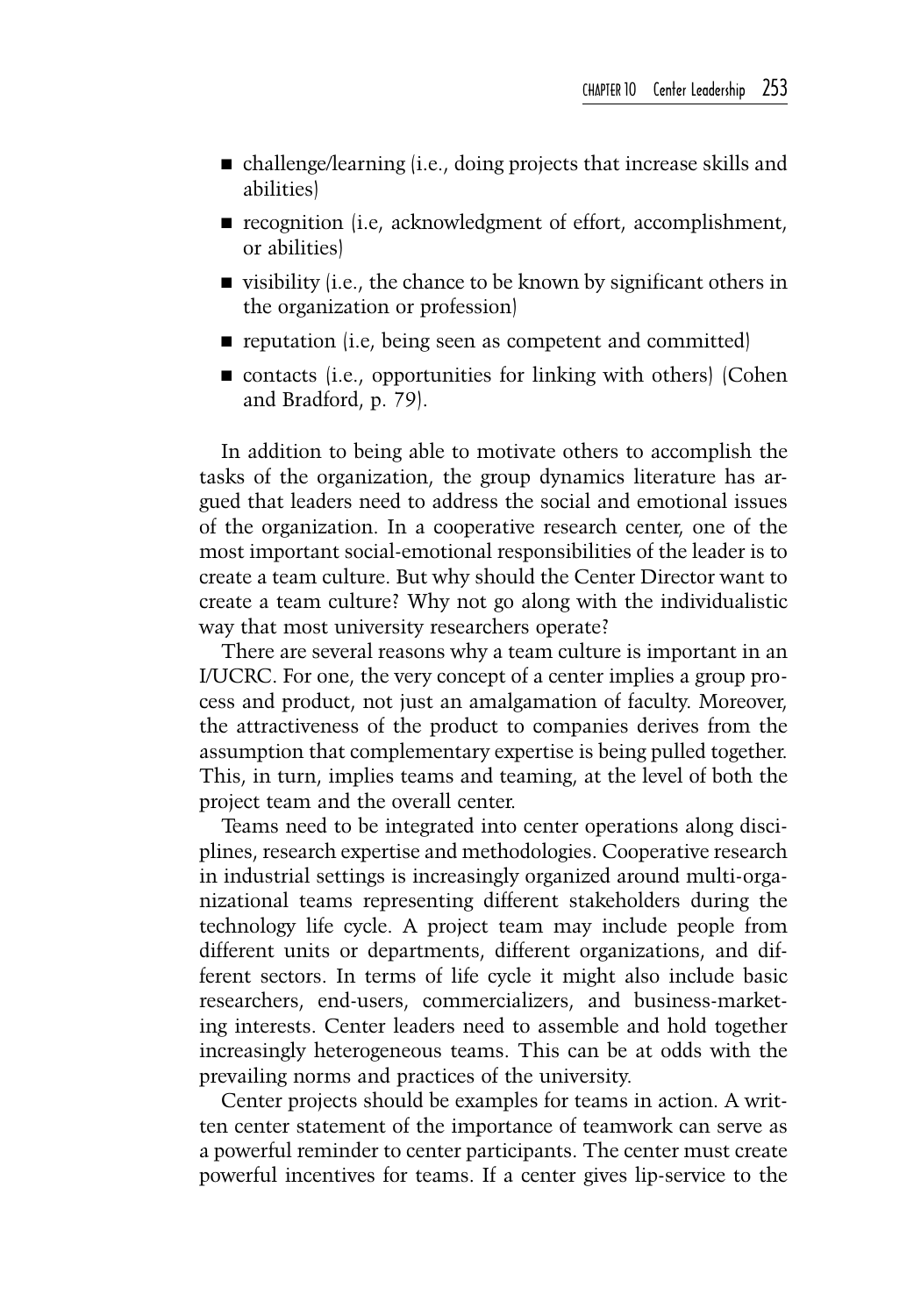- challenge/learning (i.e., doing projects that increase skills and abilities)
- recognition (i.e, acknowledgment of effort, accomplishment, or abilities)
- visibility (i.e., the chance to be known by significant others in the organization or profession)
- reputation (i.e, being seen as competent and committed)
- contacts (i.e., opportunities for linking with others) (Cohen and Bradford, p. 79).

In addition to being able to motivate others to accomplish the tasks of the organization, the group dynamics literature has argued that leaders need to address the social and emotional issues of the organization. In a cooperative research center, one of the most important social-emotional responsibilities of the leader is to create a team culture. But why should the Center Director want to create a team culture? Why not go along with the individualistic way that most university researchers operate?

There are several reasons why a team culture is important in an I/UCRC. For one, the very concept of a center implies a group process and product, not just an amalgamation of faculty. Moreover, the attractiveness of the product to companies derives from the assumption that complementary expertise is being pulled together. This, in turn, implies teams and teaming, at the level of both the project team and the overall center.

Teams need to be integrated into center operations along disciplines, research expertise and methodologies. Cooperative research in industrial settings is increasingly organized around multi-organizational teams representing different stakeholders during the technology life cycle. A project team may include people from different units or departments, different organizations, and different sectors. In terms of life cycle it might also include basic researchers, end-users, commercializers, and business-marketing interests. Center leaders need to assemble and hold together increasingly heterogeneous teams. This can be at odds with the prevailing norms and practices of the university.

Center projects should be examples for teams in action. A written center statement of the importance of teamwork can serve as a powerful reminder to center participants. The center must create powerful incentives for teams. If a center gives lip-service to the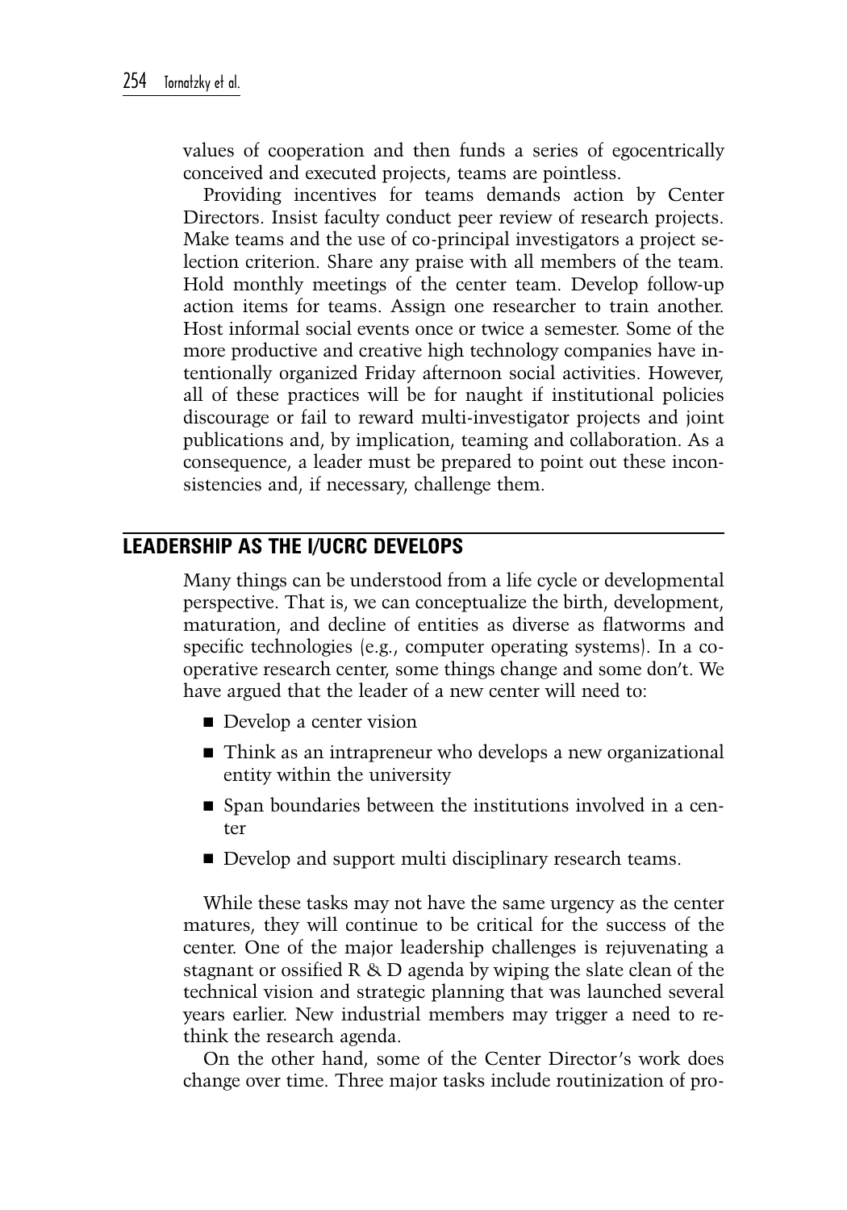values of cooperation and then funds a series of egocentrically conceived and executed projects, teams are pointless.

Providing incentives for teams demands action by Center Directors. Insist faculty conduct peer review of research projects. Make teams and the use of co-principal investigators a project selection criterion. Share any praise with all members of the team. Hold monthly meetings of the center team. Develop follow-up action items for teams. Assign one researcher to train another. Host informal social events once or twice a semester. Some of the more productive and creative high technology companies have intentionally organized Friday afternoon social activities. However, all of these practices will be for naught if institutional policies discourage or fail to reward multi-investigator projects and joint publications and, by implication, teaming and collaboration. As a consequence, a leader must be prepared to point out these inconsistencies and, if necessary, challenge them.

## LEADERSHIP AS THE I/UCRC DEVELOPS

Many things can be understood from a life cycle or developmental perspective. That is, we can conceptualize the birth, development, maturation, and decline of entities as diverse as flatworms and specific technologies (e.g., computer operating systems). In a cooperative research center, some things change and some don't. We have argued that the leader of a new center will need to:

- Develop a center vision
- Think as an intrapreneur who develops a new organizational entity within the university
- Span boundaries between the institutions involved in a center
- Develop and support multi disciplinary research teams.

While these tasks may not have the same urgency as the center matures, they will continue to be critical for the success of the center. One of the major leadership challenges is rejuvenating a stagnant or ossified R & D agenda by wiping the slate clean of the technical vision and strategic planning that was launched several years earlier. New industrial members may trigger a need to rethink the research agenda.

On the other hand, some of the Center Director's work does change over time. Three major tasks include routinization of pro-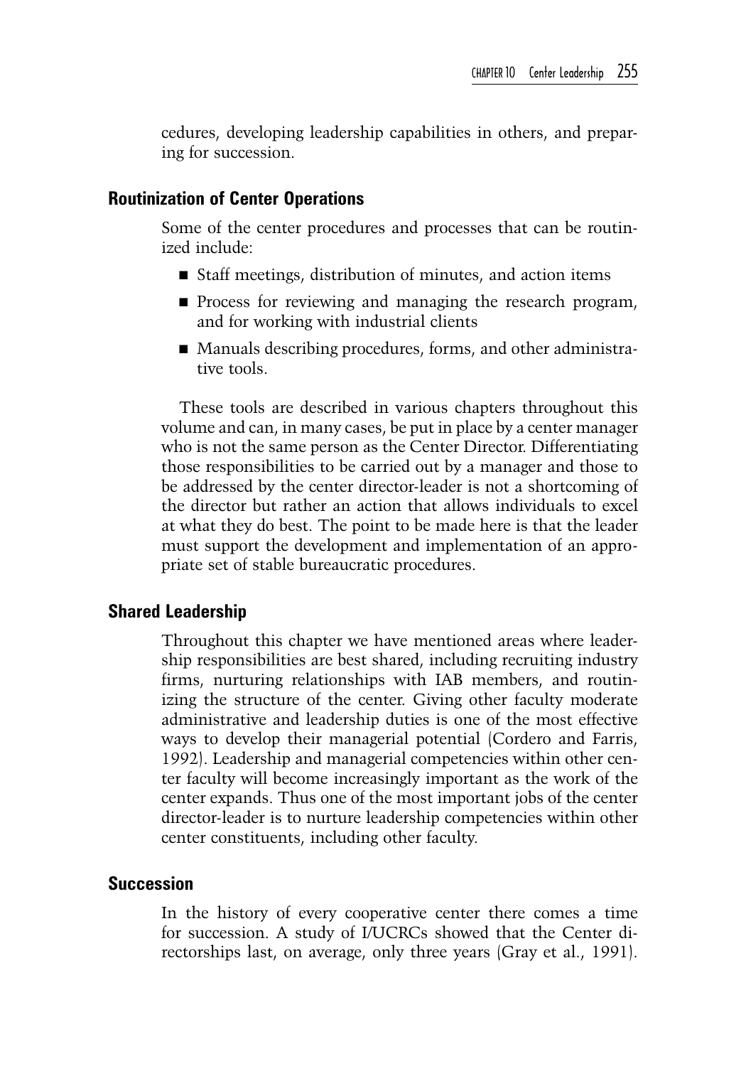cedures, developing leadership capabilities in others, and preparing for succession.

### Routinization of Center Operations

Some of the center procedures and processes that can be routinized include:

- Staff meetings, distribution of minutes, and action items
- Process for reviewing and managing the research program, and for working with industrial clients
- Manuals describing procedures, forms, and other administrative tools.

These tools are described in various chapters throughout this volume and can, in many cases, be put in place by a center manager who is not the same person as the Center Director. Differentiating those responsibilities to be carried out by a manager and those to be addressed by the center director-leader is not a shortcoming of the director but rather an action that allows individuals to excel at what they do best. The point to be made here is that the leader must support the development and implementation of an appropriate set of stable bureaucratic procedures.

### Shared Leadership

Throughout this chapter we have mentioned areas where leadership responsibilities are best shared, including recruiting industry firms, nurturing relationships with IAB members, and routinizing the structure of the center. Giving other faculty moderate administrative and leadership duties is one of the most effective ways to develop their managerial potential (Cordero and Farris, 1992). Leadership and managerial competencies within other center faculty will become increasingly important as the work of the center expands. Thus one of the most important jobs of the center director-leader is to nurture leadership competencies within other center constituents, including other faculty.

### Succession

In the history of every cooperative center there comes a time for succession. A study of I/UCRCs showed that the Center directorships last, on average, only three years (Gray et al., 1991).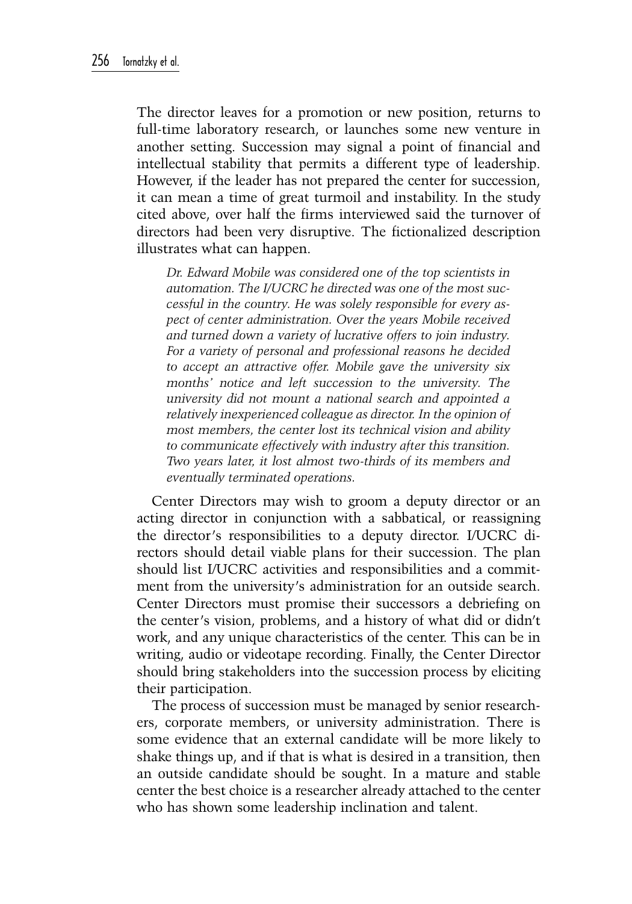The director leaves for a promotion or new position, returns to full-time laboratory research, or launches some new venture in another setting. Succession may signal a point of financial and intellectual stability that permits a different type of leadership. However, if the leader has not prepared the center for succession, it can mean a time of great turmoil and instability. In the study cited above, over half the firms interviewed said the turnover of directors had been very disruptive. The fictionalized description illustrates what can happen.

> *Dr. Edward Mobile was considered one of the top scientists in automation. The I/UCRC he directed was one of the most successful in the country. He was solely responsible for every aspect of center administration. Over the years Mobile received and turned down a variety of lucrative offers to join industry. For a variety of personal and professional reasons he decided to accept an attractive offer. Mobile gave the university six months' notice and left succession to the university. The university did not mount a national search and appointed a relatively inexperienced colleague as director. In the opinion of most members, the center lost its technical vision and ability to communicate effectively with industry after this transition. Two years later, it lost almost two-thirds of its members and eventually terminated operations.*

Center Directors may wish to groom a deputy director or an acting director in conjunction with a sabbatical, or reassigning the director's responsibilities to a deputy director. I/UCRC directors should detail viable plans for their succession. The plan should list I/UCRC activities and responsibilities and a commitment from the university's administration for an outside search. Center Directors must promise their successors a debriefing on the center's vision, problems, and a history of what did or didn't work, and any unique characteristics of the center. This can be in writing, audio or videotape recording. Finally, the Center Director should bring stakeholders into the succession process by eliciting their participation.

The process of succession must be managed by senior researchers, corporate members, or university administration. There is some evidence that an external candidate will be more likely to shake things up, and if that is what is desired in a transition, then an outside candidate should be sought. In a mature and stable center the best choice is a researcher already attached to the center who has shown some leadership inclination and talent.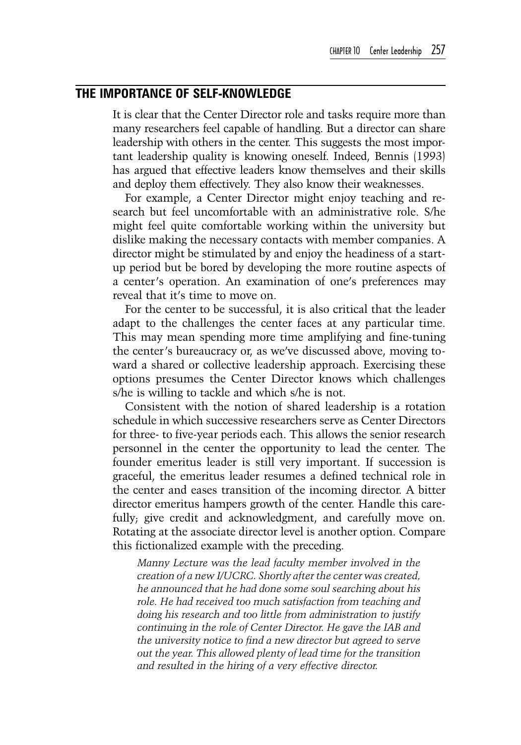## THE IMPORTANCE OF SELF-KNOWLEDGE

It is clear that the Center Director role and tasks require more than many researchers feel capable of handling. But a director can share leadership with others in the center. This suggests the most important leadership quality is knowing oneself. Indeed, Bennis (1993) has argued that effective leaders know themselves and their skills and deploy them effectively. They also know their weaknesses.

For example, a Center Director might enjoy teaching and research but feel uncomfortable with an administrative role. S/he might feel quite comfortable working within the university but dislike making the necessary contacts with member companies. A director might be stimulated by and enjoy the headiness of a startup period but be bored by developing the more routine aspects of a center's operation. An examination of one's preferences may reveal that it's time to move on.

For the center to be successful, it is also critical that the leader adapt to the challenges the center faces at any particular time. This may mean spending more time amplifying and fine-tuning the center's bureaucracy or, as we've discussed above, moving toward a shared or collective leadership approach. Exercising these options presumes the Center Director knows which challenges s/he is willing to tackle and which s/he is not.

Consistent with the notion of shared leadership is a rotation schedule in which successive researchers serve as Center Directors for three- to five-year periods each. This allows the senior research personnel in the center the opportunity to lead the center. The founder emeritus leader is still very important. If succession is graceful, the emeritus leader resumes a defined technical role in the center and eases transition of the incoming director. A bitter director emeritus hampers growth of the center. Handle this carefully; give credit and acknowledgment, and carefully move on. Rotating at the associate director level is another option. Compare this fictionalized example with the preceding.

> *Manny Lecture was the lead faculty member involved in the creation of a new I/UCRC. Shortly after the center was created, he announced that he had done some soul searching about his role. He had received too much satisfaction from teaching and doing his research and too little from administration to justify continuing in the role of Center Director. He gave the IAB and the university notice to find a new director but agreed to serve out the year. This allowed plenty of lead time for the transition and resulted in the hiring of a very effective director.*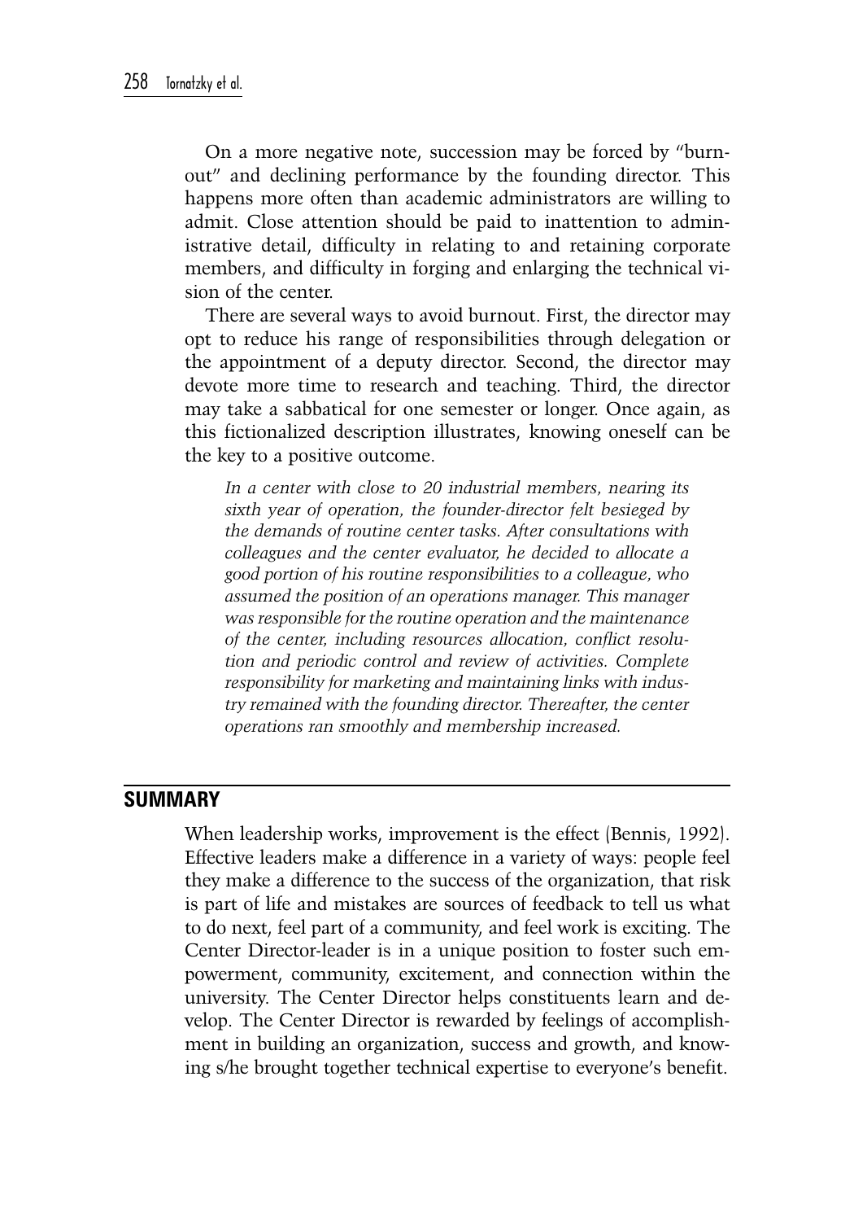On a more negative note, succession may be forced by "burnout" and declining performance by the founding director. This happens more often than academic administrators are willing to admit. Close attention should be paid to inattention to administrative detail, difficulty in relating to and retaining corporate members, and difficulty in forging and enlarging the technical vision of the center.

There are several ways to avoid burnout. First, the director may opt to reduce his range of responsibilities through delegation or the appointment of a deputy director. Second, the director may devote more time to research and teaching. Third, the director may take a sabbatical for one semester or longer. Once again, as this fictionalized description illustrates, knowing oneself can be the key to a positive outcome.

> *In a center with close to 20 industrial members, nearing its sixth year of operation, the founder-director felt besieged by the demands of routine center tasks. After consultations with colleagues and the center evaluator, he decided to allocate a good portion of his routine responsibilities to a colleague, who assumed the position of an operations manager. This manager was responsible for the routine operation and the maintenance of the center, including resources allocation, conflict resolution and periodic control and review of activities. Complete responsibility for marketing and maintaining links with industry remained with the founding director. Thereafter, the center operations ran smoothly and membership increased.*

## SUMMARY

When leadership works, improvement is the effect (Bennis, 1992). Effective leaders make a difference in a variety of ways: people feel they make a difference to the success of the organization, that risk is part of life and mistakes are sources of feedback to tell us what to do next, feel part of a community, and feel work is exciting. The Center Director-leader is in a unique position to foster such empowerment, community, excitement, and connection within the university. The Center Director helps constituents learn and develop. The Center Director is rewarded by feelings of accomplishment in building an organization, success and growth, and knowing s/he brought together technical expertise to everyone's benefit.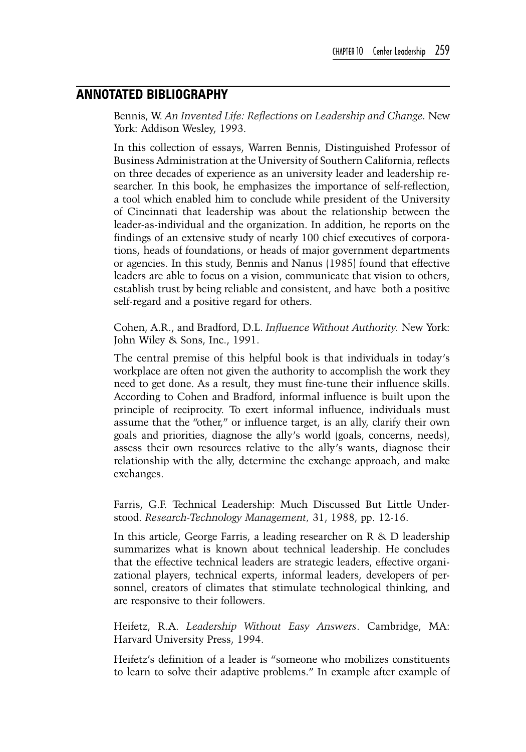## ANNOTATED BIBLIOGRAPHY

Bennis, W. *An Invented Life: Reflections on Leadership and Change.* New York: Addison Wesley, 1993.

In this collection of essays, Warren Bennis, Distinguished Professor of Business Administration at the University of Southern California, reflects on three decades of experience as an university leader and leadership researcher. In this book, he emphasizes the importance of self-reflection, a tool which enabled him to conclude while president of the University of Cincinnati that leadership was about the relationship between the leader-as-individual and the organization. In addition, he reports on the findings of an extensive study of nearly 100 chief executives of corporations, heads of foundations, or heads of major government departments or agencies. In this study, Bennis and Nanus (1985) found that effective leaders are able to focus on a vision, communicate that vision to others, establish trust by being reliable and consistent, and have both a positive self-regard and a positive regard for others.

Cohen, A.R., and Bradford, D.L. *Influence Without Authority.* New York: John Wiley & Sons, Inc., 1991.

The central premise of this helpful book is that individuals in today's workplace are often not given the authority to accomplish the work they need to get done. As a result, they must fine-tune their influence skills. According to Cohen and Bradford, informal influence is built upon the principle of reciprocity. To exert informal influence, individuals must assume that the "other," or influence target, is an ally, clarify their own goals and priorities, diagnose the ally's world (goals, concerns, needs), assess their own resources relative to the ally's wants, diagnose their relationship with the ally, determine the exchange approach, and make exchanges.

Farris, G.F. Technical Leadership: Much Discussed But Little Understood. *Research-Technology Management,* 31, 1988, pp. 12-16.

In this article, George Farris, a leading researcher on R & D leadership summarizes what is known about technical leadership. He concludes that the effective technical leaders are strategic leaders, effective organizational players, technical experts, informal leaders, developers of personnel, creators of climates that stimulate technological thinking, and are responsive to their followers.

Heifetz, R.A. *Leadership Without Easy Answers*. Cambridge, MA: Harvard University Press, 1994.

Heifetz's definition of a leader is "someone who mobilizes constituents to learn to solve their adaptive problems." In example after example of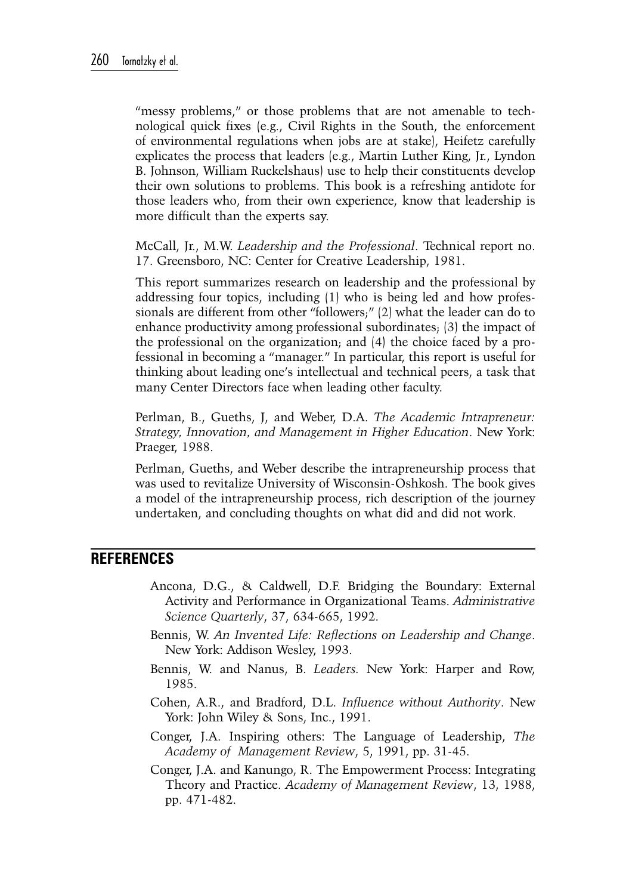"messy problems," or those problems that are not amenable to technological quick fixes (e.g., Civil Rights in the South, the enforcement of environmental regulations when jobs are at stake), Heifetz carefully explicates the process that leaders (e.g., Martin Luther King, Jr., Lyndon B. Johnson, William Ruckelshaus) use to help their constituents develop their own solutions to problems. This book is a refreshing antidote for those leaders who, from their own experience, know that leadership is more difficult than the experts say.

McCall, Jr., M.W. *Leadership and the Professional*. Technical report no. 17. Greensboro, NC: Center for Creative Leadership, 1981.

This report summarizes research on leadership and the professional by addressing four topics, including (1) who is being led and how professionals are different from other "followers;" (2) what the leader can do to enhance productivity among professional subordinates; (3) the impact of the professional on the organization; and (4) the choice faced by a professional in becoming a "manager." In particular, this report is useful for thinking about leading one's intellectual and technical peers, a task that many Center Directors face when leading other faculty.

Perlman, B., Gueths, J, and Weber, D.A. *The Academic Intrapreneur: Strategy, Innovation, and Management in Higher Education*. New York: Praeger, 1988.

Perlman, Gueths, and Weber describe the intrapreneurship process that was used to revitalize University of Wisconsin-Oshkosh. The book gives a model of the intrapreneurship process, rich description of the journey undertaken, and concluding thoughts on what did and did not work.

## REFERENCES

Ancona, D.G., & Caldwell, D.F. Bridging the Boundary: External Activity and Performance in Organizational Teams. *Administrative Science Quarterly*, 37, 634-665, 1992.

Bennis, W. *An Invented Life: Reflections on Leadership and Change*. New York: Addison Wesley, 1993.

Bennis, W. and Nanus, B. *Leaders.* New York: Harper and Row, 1985.

Cohen, A.R., and Bradford, D.L. *Influence without Authority*. New York: John Wiley & Sons, Inc., 1991.

Conger, J.A. Inspiring others: The Language of Leadership, *The Academy of Management Review*, 5, 1991, pp. 31-45.

Conger, J.A. and Kanungo, R. The Empowerment Process: Integrating Theory and Practice. *Academy of Management Review*, 13, 1988, pp. 471-482.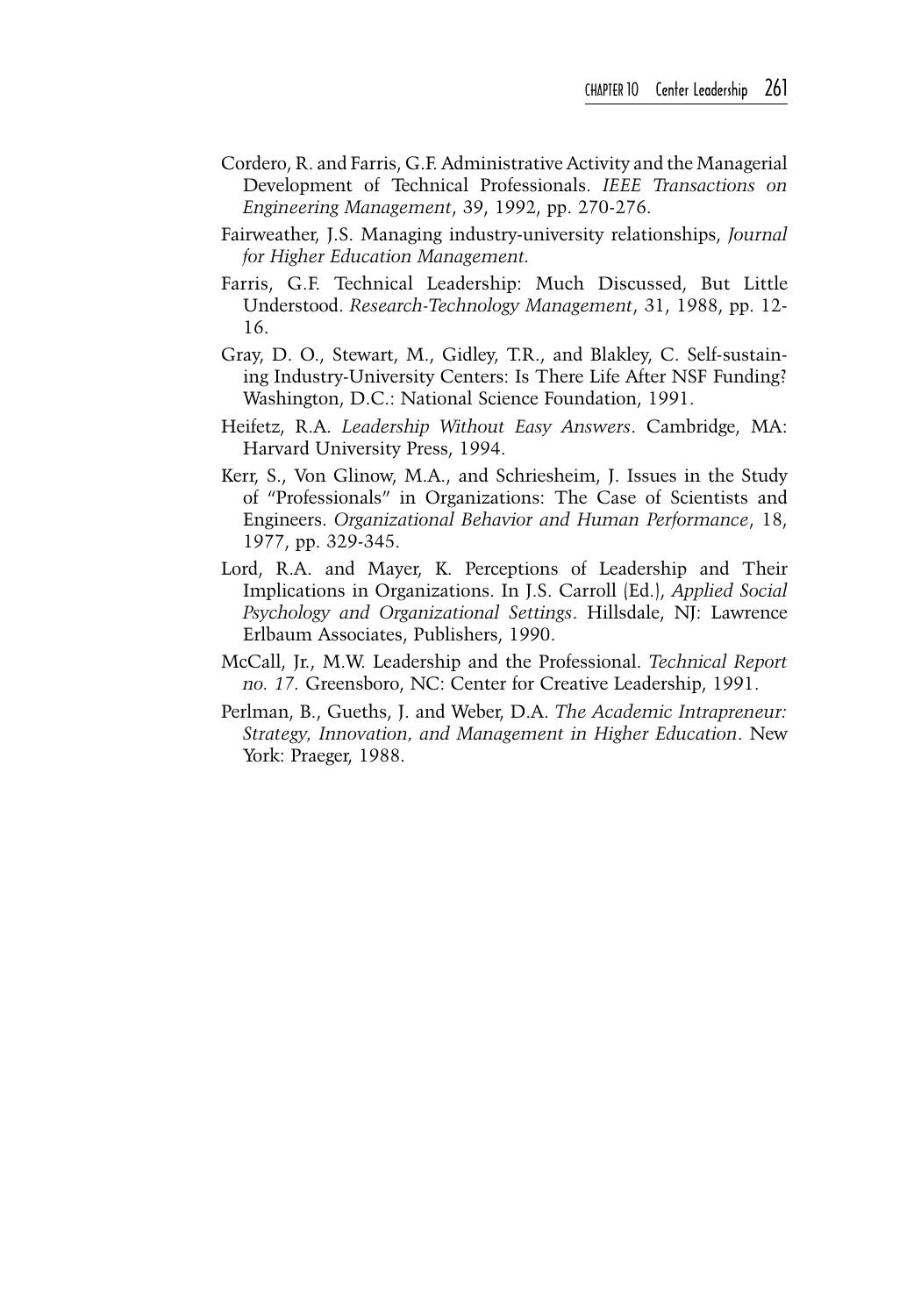Cordero, R. and Farris, G.F. Administrative Activity and the Managerial Development of Technical Professionals. *IEEE Transactions on Engineering Management*, 39, 1992, pp. 270-276.

Fairweather, J.S. Managing industry-university relationships, *Journal for Higher Education Management.*

Farris, G.F. Technical Leadership: Much Discussed, But Little Understood. *Research-Technology Management*, 31, 1988, pp. 12-16.

Gray, D. O., Stewart, M., Gidley, T.R., and Blakley, C. Self-sustaining Industry-University Centers: Is There Life After NSF Funding? Washington, D.C.: National Science Foundation, 1991.

Heifetz, R.A. *Leadership Without Easy Answers*. Cambridge, MA: Harvard University Press, 1994.

Kerr, S., Von Glinow, M.A., and Schriesheim, J. Issues in the Study of "Professionals" in Organizations: The Case of Scientists and Engineers. *Organizational Behavior and Human Performance*, 18, 1977, pp. 329-345.

Lord, R.A. and Mayer, K. Perceptions of Leadership and Their Implications in Organizations. In J.S. Carroll (Ed.), *Applied Social Psychology and Organizational Settings*. Hillsdale, NJ: Lawrence Erlbaum Associates, Publishers, 1990.

McCall, Jr., M.W. Leadership and the Professional. *Technical Report no. 17.* Greensboro, NC: Center for Creative Leadership, 1991.

Perlman, B., Gueths, J. and Weber, D.A. *The Academic Intrapreneur: Strategy, Innovation, and Management in Higher Education*. New York: Praeger, 1988.